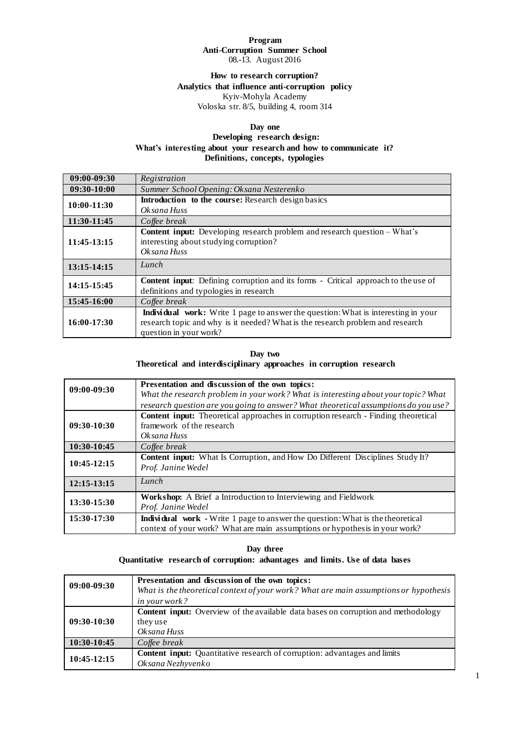# Program
## Anti-Corruption Summer School
08.-13. August 2016

**How to research corruption?**
**Analytics that influence anti-corruption policy**
Kyiv-Mohyla Academy
Voloska str. 8/5, building 4, room 314

### Day one
**Developing research design:**
**What's interesting about your research and how to communicate it?**
**Definitions, concepts, typologies**

| | |
|---|---|
| **09:00-09:30** | *Registration* |
| **09:30-10:00** | *Summer School Opening: Oksana Nesterenko* |
| **10:00-11:30** | **Introduction to the course:** Research design basics<br>*Oksana Huss* |
| **11:30-11:45** | *Coffee break* |
| **11:45-13:15** | **Content input:** Developing research problem and research question – What's interesting about studying corruption?<br>*Oksana Huss* |
| **13:15-14:15** | *Lunch* |
| **14:15-15:45** | **Content input**: Defining corruption and its forms - Critical approach to the use of definitions and typologies in research |
| **15:45-16:00** | *Coffee break* |
| **16:00-17:30** | **Individual work:** Write 1 page to answer the question: What is interesting in your research topic and why is it needed? What is the research problem and research question in your work? |

### Day two
**Theoretical and interdisciplinary approaches in corruption research**

| | |
|---|---|
| **09:00-09:30** | **Presentation and discussion of the own topics:**<br>*What the research problem in your work? What is interesting about your topic? What research question are you going to answer? What theoretical assumptions do you use?* |
| **09:30-10:30** | **Content input:** Theoretical approaches in corruption research - Finding theoretical framework of the research<br>*Oksana Huss* |
| **10:30-10:45** | *Coffee break* |
| **10:45-12:15** | **Content input:** What Is Corruption, and How Do Different Disciplines Study It?<br>*Prof. Janine Wedel* |
| **12:15-13:15** | *Lunch* |
| **13:30-15:30** | **Workshop:** A Brief a Introduction to Interviewing and Fieldwork<br>*Prof. Janine Wedel* |
| **15:30-17:30** | **Individual work** - Write 1 page to answer the question: What is the theoretical context of your work? What are main assumptions or hypothesis in your work? |

### Day three
**Quantitative research of corruption: advantages and limits. Use of data bases**

| | |
|---|---|
| **09:00-09:30** | **Presentation and discussion of the own topics:**<br>*What is the theoretical context of your work? What are main assumptions or hypothesis in your work?* |
| **09:30-10:30** | **Content input:** Overview of the available data bases on corruption and methodology they use<br>*Oksana Huss* |
| **10:30-10:45** | *Coffee break* |
| **10:45-12:15** | **Content input:** Quantitative research of corruption: advantages and limits<br>*Oksana Nezhyvenko* |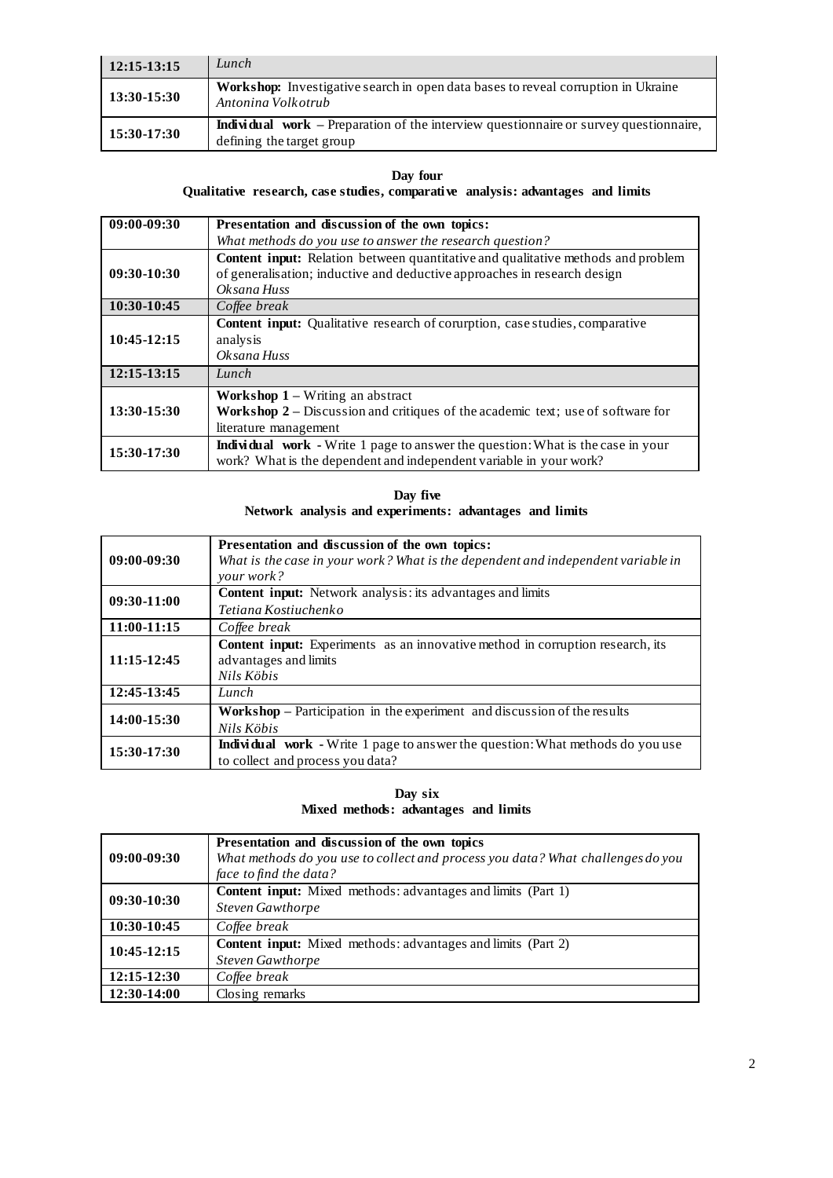| | |
|---|---|
| 12:15-13:15 | *Lunch* |
| 13:30-15:30 | **Workshop:** Investigative search in open data bases to reveal corruption in Ukraine<br>*Antonina Volkotrub* |
| 15:30-17:30 | **Individual work** – Preparation of the interview questionnaire or survey questionnaire, defining the target group |

**Day four**

**Qualitative research, case studies, comparative analysis: advantages and limits**

| | |
|---|---|
| 09:00-09:30 | **Presentation and discussion of the own topics:**<br>*What methods do you use to answer the research question?* |
| 09:30-10:30 | **Content input:** Relation between quantitative and qualitative methods and problem of generalisation; inductive and deductive approaches in research design<br>*Oksana Huss* |
| 10:30-10:45 | *Coffee break* |
| 10:45-12:15 | **Content input:** Qualitative research of corurption, case studies, comparative analysis<br>*Oksana Huss* |
| 12:15-13:15 | *Lunch* |
| 13:30-15:30 | **Workshop 1** – Writing an abstract<br>**Workshop 2** – Discussion and critiques of the academic text; use of software for literature management |
| 15:30-17:30 | **Individual work** - Write 1 page to answer the question: What is the case in your work? What is the dependent and independent variable in your work? |

**Day five**

**Network analysis and experiments: advantages and limits**

| | |
|---|---|
| 09:00-09:30 | **Presentation and discussion of the own topics:**<br>*What is the case in your work? What is the dependent and independent variable in your work?* |
| 09:30-11:00 | **Content input:** Network analysis: its advantages and limits<br>*Tetiana Kostiuchenko* |
| 11:00-11:15 | *Coffee break* |
| 11:15-12:45 | **Content input:** Experiments as an innovative method in corruption research, its advantages and limits<br>*Nils Köbis* |
| 12:45-13:45 | *Lunch* |
| 14:00-15:30 | **Workshop** – Participation in the experiment and discussion of the results<br>*Nils Köbis* |
| 15:30-17:30 | **Individual work** - Write 1 page to answer the question: What methods do you use to collect and process you data? |

**Day six**

**Mixed methods: advantages and limits**

| | |
|---|---|
| 09:00-09:30 | **Presentation and discussion of the own topics**<br>*What methods do you use to collect and process you data? What challenges do you face to find the data?* |
| 09:30-10:30 | **Content input:** Mixed methods: advantages and limits (Part 1)<br>*Steven Gawthorpe* |
| 10:30-10:45 | *Coffee break* |
| 10:45-12:15 | **Content input:** Mixed methods: advantages and limits (Part 2)<br>*Steven Gawthorpe* |
| 12:15-12:30 | *Coffee break* |
| 12:30-14:00 | Closing remarks |